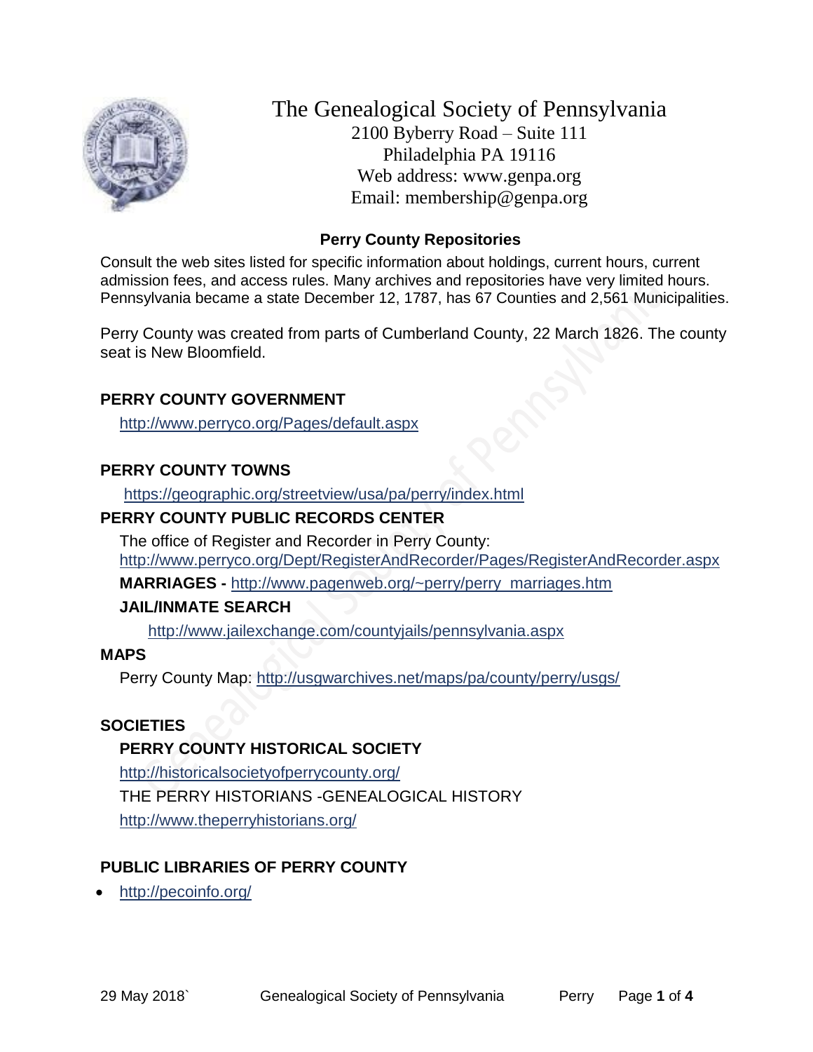# The Genealogical Society of Pennsylvania

2100 Byberry Road – Suite 111
Philadelphia PA 19116
Web address: www.genpa.org
Email: membership@genpa.org

## Perry County Repositories

Consult the web sites listed for specific information about holdings, current hours, current admission fees, and access rules. Many archives and repositories have very limited hours. Pennsylvania became a state December 12, 1787, has 67 Counties and 2,561 Municipalities.

Perry County was created from parts of Cumberland County, 22 March 1826. The county seat is New Bloomfield.

### PERRY COUNTY GOVERNMENT

http://www.perryco.org/Pages/default.aspx

### PERRY COUNTY TOWNS

https://geographic.org/streetview/usa/pa/perry/index.html

### PERRY COUNTY PUBLIC RECORDS CENTER

The office of Register and Recorder in Perry County:
http://www.perryco.org/Dept/RegisterAndRecorder/Pages/RegisterAndRecorder.aspx

**MARRIAGES -** http://www.pagenweb.org/~perry/perry_marriages.htm

**JAIL/INMATE SEARCH**

http://www.jailexchange.com/countyjails/pennsylvania.aspx

### MAPS

Perry County Map: http://usgwarchives.net/maps/pa/county/perry/usgs/

### SOCIETIES

**PERRY COUNTY HISTORICAL SOCIETY**

http://historicalsocietyofperrycounty.org/

THE PERRY HISTORIANS -GENEALOGICAL HISTORY

http://www.theperryhistorians.org/

### PUBLIC LIBRARIES OF PERRY COUNTY

- http://pecoinfo.org/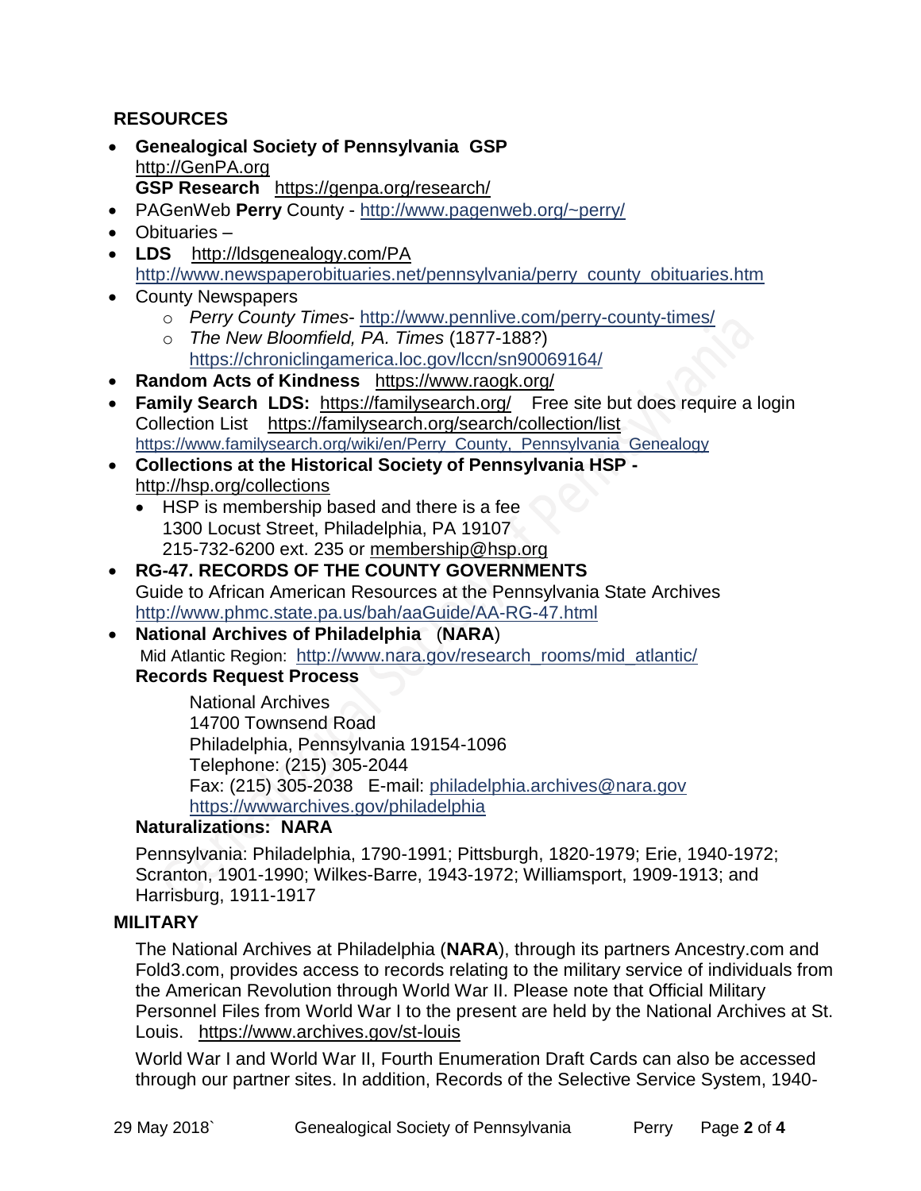## RESOURCES

- **Genealogical Society of Pennsylvania GSP** http://GenPA.org
  **GSP Research** https://genpa.org/research/
- PAGenWeb **Perry** County - http://www.pagenweb.org/~perry/
- Obituaries –
- **LDS** http://ldsgenealogy.com/PA
  http://www.newspaperobituaries.net/pennsylvania/perry_county_obituaries.htm
- County Newspapers
  - *Perry County Times*- http://www.pennlive.com/perry-county-times/
  - *The New Bloomfield, PA. Times* (1877-188?) https://chroniclingamerica.loc.gov/lccn/sn90069164/
- **Random Acts of Kindness** https://www.raogk.org/
- **Family Search LDS:** https://familysearch.org/ Free site but does require a login
  Collection List https://familysearch.org/search/collection/list
  https://www.familysearch.org/wiki/en/Perry_County,_Pennsylvania_Genealogy
- **Collections at the Historical Society of Pennsylvania HSP -** http://hsp.org/collections
  - HSP is membership based and there is a fee
    1300 Locust Street, Philadelphia, PA 19107
    215-732-6200 ext. 235 or membership@hsp.org
- **RG-47. RECORDS OF THE COUNTY GOVERNMENTS**
  Guide to African American Resources at the Pennsylvania State Archives
  http://www.phmc.state.pa.us/bah/aaGuide/AA-RG-47.html
- **National Archives of Philadelphia** (**NARA**)
  Mid Atlantic Region: http://www.nara.gov/research_rooms/mid_atlantic/
  **Records Request Process**

  National Archives
  14700 Townsend Road
  Philadelphia, Pennsylvania 19154-1096
  Telephone: (215) 305-2044
  Fax: (215) 305-2038 E-mail: philadelphia.archives@nara.gov
  https://wwwarchives.gov/philadelphia

  **Naturalizations: NARA**

  Pennsylvania: Philadelphia, 1790-1991; Pittsburgh, 1820-1979; Erie, 1940-1972; Scranton, 1901-1990; Wilkes-Barre, 1943-1972; Williamsport, 1909-1913; and Harrisburg, 1911-1917

## MILITARY

The National Archives at Philadelphia (**NARA**), through its partners Ancestry.com and Fold3.com, provides access to records relating to the military service of individuals from the American Revolution through World War II. Please note that Official Military Personnel Files from World War I to the present are held by the National Archives at St. Louis. https://www.archives.gov/st-louis

World War I and World War II, Fourth Enumeration Draft Cards can also be accessed through our partner sites. In addition, Records of the Selective Service System, 1940-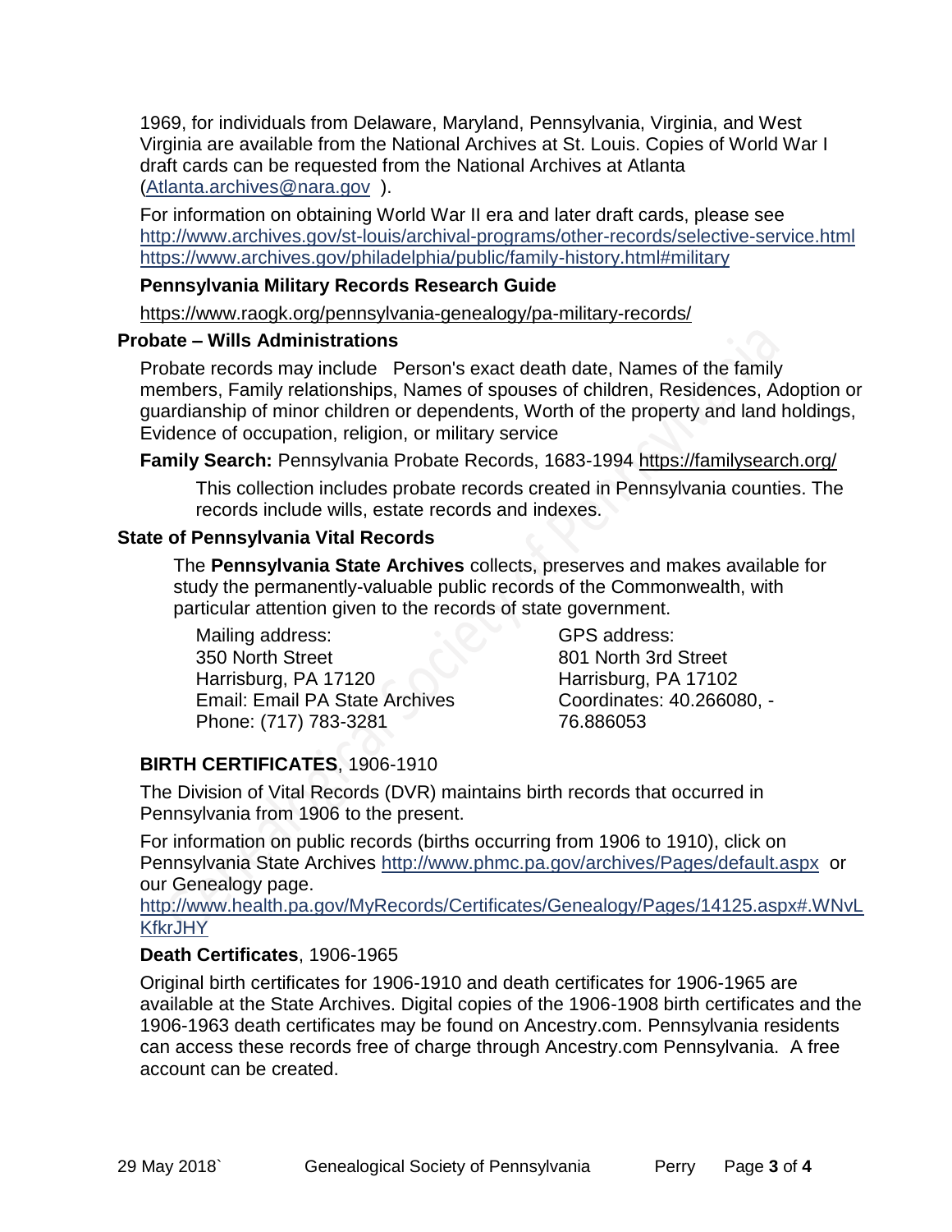1969, for individuals from Delaware, Maryland, Pennsylvania, Virginia, and West Virginia are available from the National Archives at St. Louis. Copies of World War I draft cards can be requested from the National Archives at Atlanta (Atlanta.archives@nara.gov ).

For information on obtaining World War II era and later draft cards, please see http://www.archives.gov/st-louis/archival-programs/other-records/selective-service.html https://www.archives.gov/philadelphia/public/family-history.html#military

**Pennsylvania Military Records Research Guide**

https://www.raogk.org/pennsylvania-genealogy/pa-military-records/

### Probate – Wills Administrations

Probate records may include Person's exact death date, Names of the family members, Family relationships, Names of spouses of children, Residences, Adoption or guardianship of minor children or dependents, Worth of the property and land holdings, Evidence of occupation, religion, or military service

**Family Search:** Pennsylvania Probate Records, 1683-1994 https://familysearch.org/

This collection includes probate records created in Pennsylvania counties. The records include wills, estate records and indexes.

### State of Pennsylvania Vital Records

The **Pennsylvania State Archives** collects, preserves and makes available for study the permanently-valuable public records of the Commonwealth, with particular attention given to the records of state government.

Mailing address:
350 North Street
Harrisburg, PA 17120
Email: Email PA State Archives
Phone: (717) 783-3281

GPS address:
801 North 3rd Street
Harrisburg, PA 17102
Coordinates: 40.266080, -76.886053

**BIRTH CERTIFICATES**, 1906-1910

The Division of Vital Records (DVR) maintains birth records that occurred in Pennsylvania from 1906 to the present.

For information on public records (births occurring from 1906 to 1910), click on Pennsylvania State Archives http://www.phmc.pa.gov/archives/Pages/default.aspx or our Genealogy page.
http://www.health.pa.gov/MyRecords/Certificates/Genealogy/Pages/14125.aspx#.WNvLKfkrJHY

**Death Certificates**, 1906-1965

Original birth certificates for 1906-1910 and death certificates for 1906-1965 are available at the State Archives. Digital copies of the 1906-1908 birth certificates and the 1906-1963 death certificates may be found on Ancestry.com. Pennsylvania residents can access these records free of charge through Ancestry.com Pennsylvania. A free account can be created.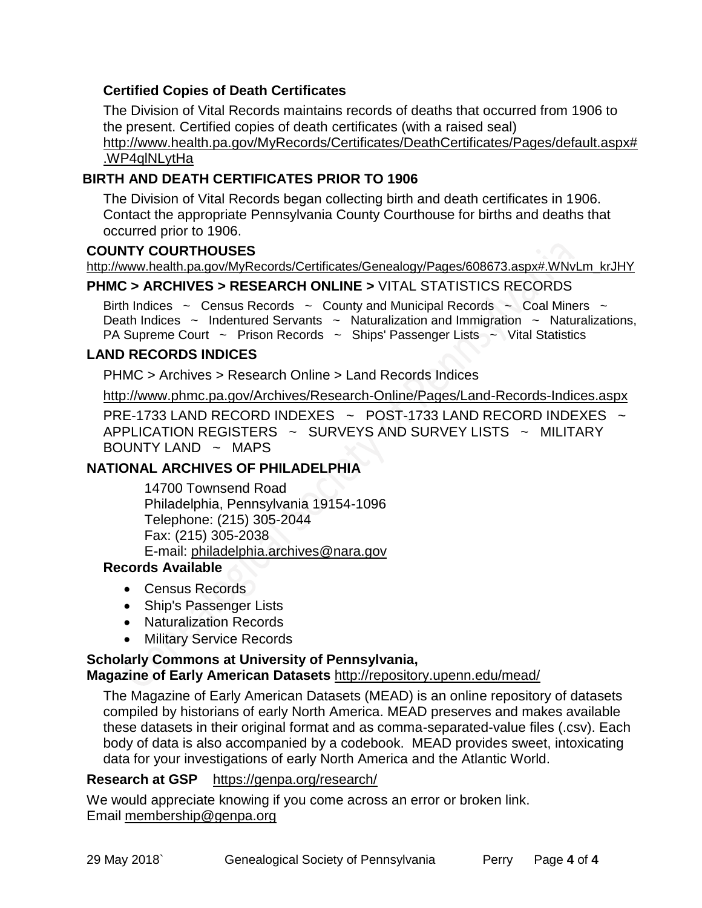### Certified Copies of Death Certificates

The Division of Vital Records maintains records of deaths that occurred from 1906 to the present. Certified copies of death certificates (with a raised seal) http://www.health.pa.gov/MyRecords/Certificates/DeathCertificates/Pages/default.aspx#.WP4qlNLytHa

## BIRTH AND DEATH CERTIFICATES PRIOR TO 1906

The Division of Vital Records began collecting birth and death certificates in 1906. Contact the appropriate Pennsylvania County Courthouse for births and deaths that occurred prior to 1906.

## COUNTY COURTHOUSES

http://www.health.pa.gov/MyRecords/Certificates/Genealogy/Pages/608673.aspx#.WNvLm_krJHY

## PHMC > ARCHIVES > RESEARCH ONLINE > VITAL STATISTICS RECORDS

Birth Indices ~ Census Records ~ County and Municipal Records ~ Coal Miners ~ Death Indices ~ Indentured Servants ~ Naturalization and Immigration ~ Naturalizations, PA Supreme Court ~ Prison Records ~ Ships' Passenger Lists ~ Vital Statistics

## LAND RECORDS INDICES

PHMC > Archives > Research Online > Land Records Indices

http://www.phmc.pa.gov/Archives/Research-Online/Pages/Land-Records-Indices.aspx

PRE-1733 LAND RECORD INDEXES ~ POST-1733 LAND RECORD INDEXES ~ APPLICATION REGISTERS ~ SURVEYS AND SURVEY LISTS ~ MILITARY BOUNTY LAND ~ MAPS

## NATIONAL ARCHIVES OF PHILADELPHIA

14700 Townsend Road
Philadelphia, Pennsylvania 19154-1096
Telephone: (215) 305-2044
Fax: (215) 305-2038
E-mail: philadelphia.archives@nara.gov

### Records Available

- Census Records
- Ship's Passenger Lists
- Naturalization Records
- Military Service Records

### Scholarly Commons at University of Pennsylvania, Magazine of Early American Datasets http://repository.upenn.edu/mead/

The Magazine of Early American Datasets (MEAD) is an online repository of datasets compiled by historians of early North America. MEAD preserves and makes available these datasets in their original format and as comma-separated-value files (.csv). Each body of data is also accompanied by a codebook. MEAD provides sweet, intoxicating data for your investigations of early North America and the Atlantic World.

### Research at GSP https://genpa.org/research/

We would appreciate knowing if you come across an error or broken link.
Email membership@genpa.org